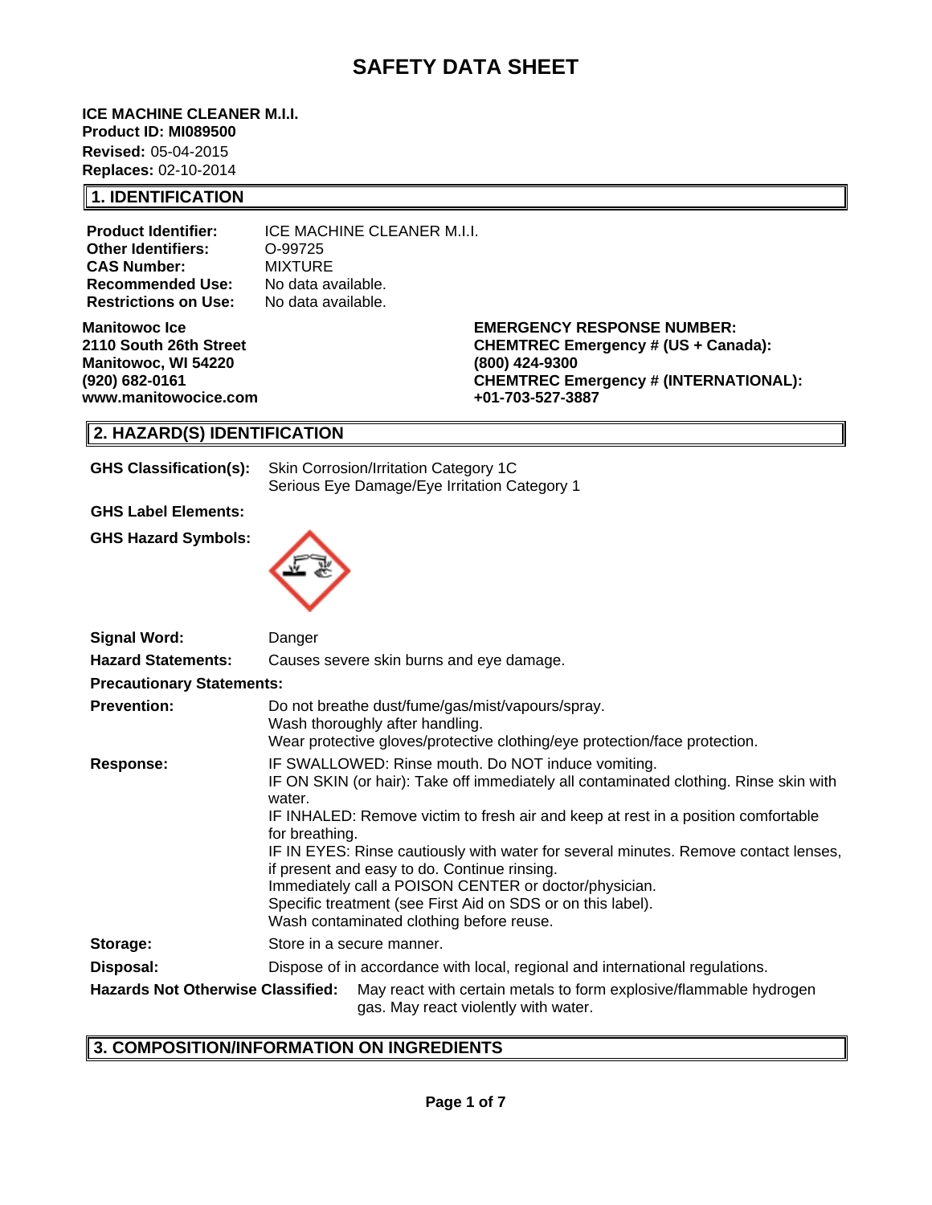# SAFETY DATA SHEET

**ICE MACHINE CLEANER M.I.I.**
**Product ID: MI089500**
**Revised:** 05-04-2015
**Replaces:** 02-10-2014

## 1. IDENTIFICATION

**Product Identifier:** ICE MACHINE CLEANER M.I.I.
**Other Identifiers:** O-99725
**CAS Number:** MIXTURE
**Recommended Use:** No data available.
**Restrictions on Use:** No data available.

**Manitowoc Ice**
**2110 South 26th Street**
**Manitowoc, WI 54220**
**(920) 682-0161**
**www.manitowocice.com**

**EMERGENCY RESPONSE NUMBER:**
**CHEMTREC Emergency # (US + Canada):**
**(800) 424-9300**
**CHEMTREC Emergency # (INTERNATIONAL):**
**+01-703-527-3887**

## 2. HAZARD(S) IDENTIFICATION

**GHS Classification(s):** Skin Corrosion/Irritation Category 1C
Serious Eye Damage/Eye Irritation Category 1

**GHS Label Elements:**

**GHS Hazard Symbols:**

**Signal Word:** Danger

**Hazard Statements:** Causes severe skin burns and eye damage.

**Precautionary Statements:**

**Prevention:**
Do not breathe dust/fume/gas/mist/vapours/spray.
Wash thoroughly after handling.
Wear protective gloves/protective clothing/eye protection/face protection.

**Response:**
IF SWALLOWED: Rinse mouth. Do NOT induce vomiting.
IF ON SKIN (or hair): Take off immediately all contaminated clothing. Rinse skin with water.
IF INHALED: Remove victim to fresh air and keep at rest in a position comfortable for breathing.
IF IN EYES: Rinse cautiously with water for several minutes. Remove contact lenses, if present and easy to do. Continue rinsing.
Immediately call a POISON CENTER or doctor/physician.
Specific treatment (see First Aid on SDS or on this label).
Wash contaminated clothing before reuse.

**Storage:** Store in a secure manner.

**Disposal:** Dispose of in accordance with local, regional and international regulations.

**Hazards Not Otherwise Classified:** May react with certain metals to form explosive/flammable hydrogen gas. May react violently with water.

## 3. COMPOSITION/INFORMATION ON INGREDIENTS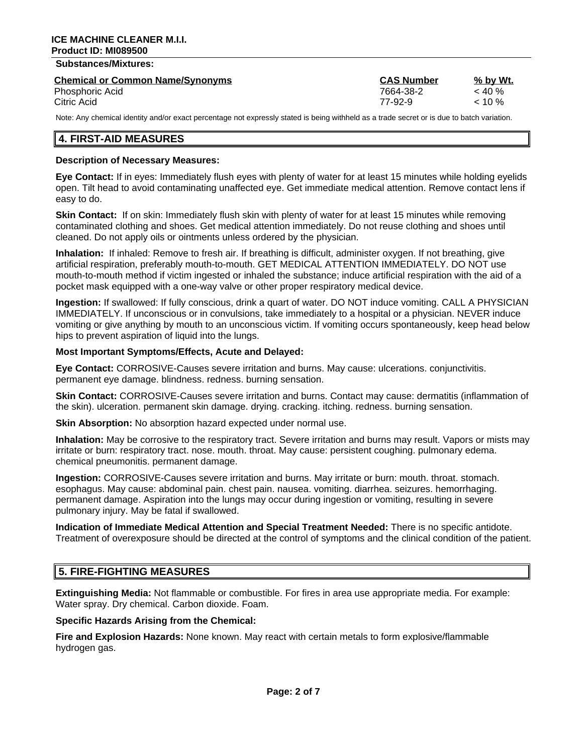**Substances/Mixtures:**

| Chemical or Common Name/Synonyms | CAS Number | % by Wt. |
| --- | --- | --- |
| Phosphoric Acid | 7664-38-2 | < 40 % |
| Citric Acid | 77-92-9 | < 10 % |

Note: Any chemical identity and/or exact percentage not expressly stated is being withheld as a trade secret or is due to batch variation.

## 4. FIRST-AID MEASURES

**Description of Necessary Measures:**

**Eye Contact:** If in eyes: Immediately flush eyes with plenty of water for at least 15 minutes while holding eyelids open. Tilt head to avoid contaminating unaffected eye. Get immediate medical attention. Remove contact lens if easy to do.

**Skin Contact:** If on skin: Immediately flush skin with plenty of water for at least 15 minutes while removing contaminated clothing and shoes. Get medical attention immediately. Do not reuse clothing and shoes until cleaned. Do not apply oils or ointments unless ordered by the physician.

**Inhalation:** If inhaled: Remove to fresh air. If breathing is difficult, administer oxygen. If not breathing, give artificial respiration, preferably mouth-to-mouth. GET MEDICAL ATTENTION IMMEDIATELY. DO NOT use mouth-to-mouth method if victim ingested or inhaled the substance; induce artificial respiration with the aid of a pocket mask equipped with a one-way valve or other proper respiratory medical device.

**Ingestion:** If swallowed: If fully conscious, drink a quart of water. DO NOT induce vomiting. CALL A PHYSICIAN IMMEDIATELY. If unconscious or in convulsions, take immediately to a hospital or a physician. NEVER induce vomiting or give anything by mouth to an unconscious victim. If vomiting occurs spontaneously, keep head below hips to prevent aspiration of liquid into the lungs.

**Most Important Symptoms/Effects, Acute and Delayed:**

**Eye Contact:** CORROSIVE-Causes severe irritation and burns. May cause: ulcerations. conjunctivitis. permanent eye damage. blindness. redness. burning sensation.

**Skin Contact:** CORROSIVE-Causes severe irritation and burns. Contact may cause: dermatitis (inflammation of the skin). ulceration. permanent skin damage. drying. cracking. itching. redness. burning sensation.

**Skin Absorption:** No absorption hazard expected under normal use.

**Inhalation:** May be corrosive to the respiratory tract. Severe irritation and burns may result. Vapors or mists may irritate or burn: respiratory tract. nose. mouth. throat. May cause: persistent coughing. pulmonary edema. chemical pneumonitis. permanent damage.

**Ingestion:** CORROSIVE-Causes severe irritation and burns. May irritate or burn: mouth. throat. stomach. esophagus. May cause: abdominal pain. chest pain. nausea. vomiting. diarrhea. seizures. hemorrhaging. permanent damage. Aspiration into the lungs may occur during ingestion or vomiting, resulting in severe pulmonary injury. May be fatal if swallowed.

**Indication of Immediate Medical Attention and Special Treatment Needed:** There is no specific antidote. Treatment of overexposure should be directed at the control of symptoms and the clinical condition of the patient.

## 5. FIRE-FIGHTING MEASURES

**Extinguishing Media:** Not flammable or combustible. For fires in area use appropriate media. For example: Water spray. Dry chemical. Carbon dioxide. Foam.

**Specific Hazards Arising from the Chemical:**

**Fire and Explosion Hazards:** None known. May react with certain metals to form explosive/flammable hydrogen gas.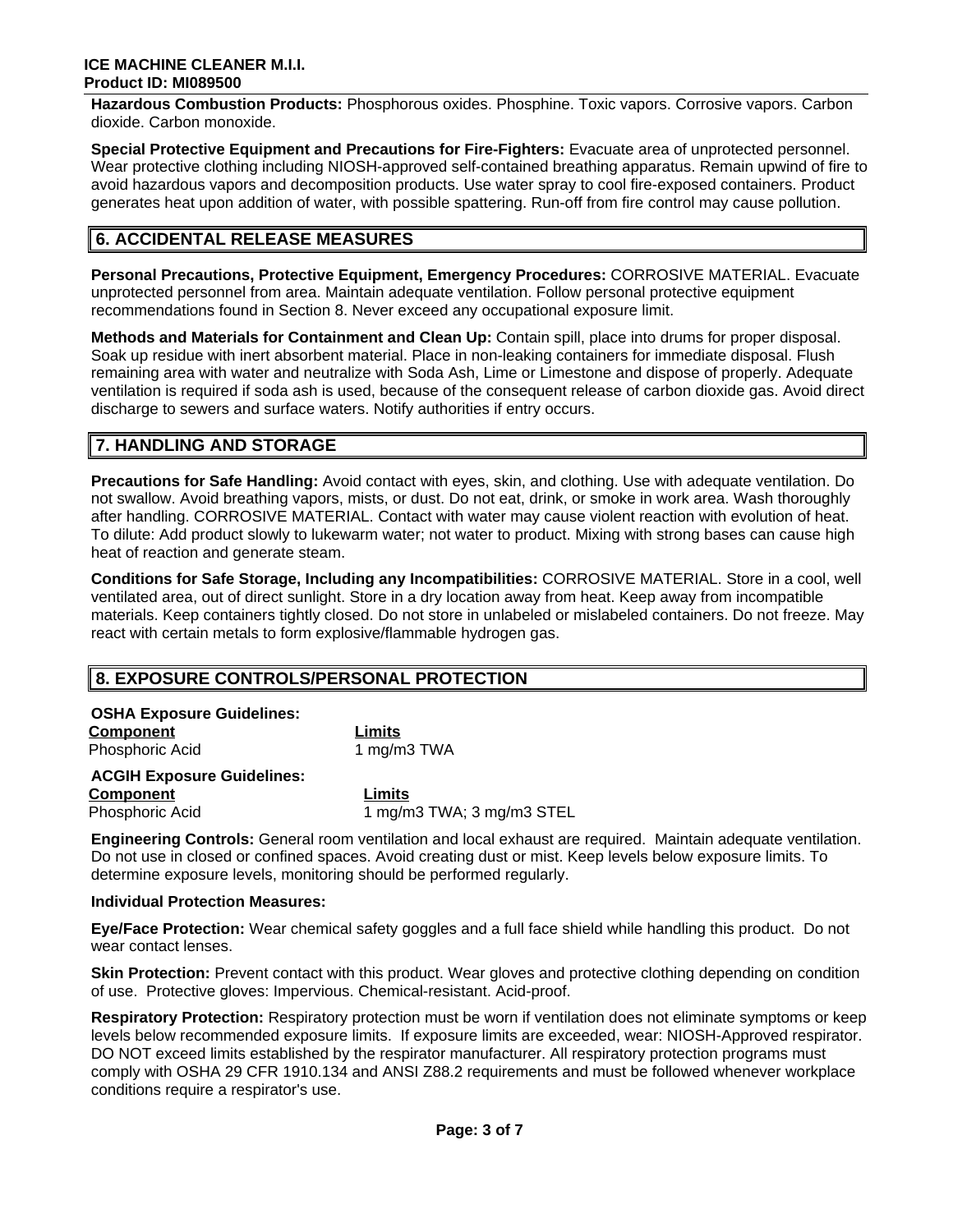**Hazardous Combustion Products:** Phosphorous oxides. Phosphine. Toxic vapors. Corrosive vapors. Carbon dioxide. Carbon monoxide.

**Special Protective Equipment and Precautions for Fire-Fighters:** Evacuate area of unprotected personnel. Wear protective clothing including NIOSH-approved self-contained breathing apparatus. Remain upwind of fire to avoid hazardous vapors and decomposition products. Use water spray to cool fire-exposed containers. Product generates heat upon addition of water, with possible spattering. Run-off from fire control may cause pollution.

## 6. ACCIDENTAL RELEASE MEASURES

**Personal Precautions, Protective Equipment, Emergency Procedures:** CORROSIVE MATERIAL. Evacuate unprotected personnel from area. Maintain adequate ventilation. Follow personal protective equipment recommendations found in Section 8. Never exceed any occupational exposure limit.

**Methods and Materials for Containment and Clean Up:** Contain spill, place into drums for proper disposal. Soak up residue with inert absorbent material. Place in non-leaking containers for immediate disposal. Flush remaining area with water and neutralize with Soda Ash, Lime or Limestone and dispose of properly. Adequate ventilation is required if soda ash is used, because of the consequent release of carbon dioxide gas. Avoid direct discharge to sewers and surface waters. Notify authorities if entry occurs.

## 7. HANDLING AND STORAGE

**Precautions for Safe Handling:** Avoid contact with eyes, skin, and clothing. Use with adequate ventilation. Do not swallow. Avoid breathing vapors, mists, or dust. Do not eat, drink, or smoke in work area. Wash thoroughly after handling. CORROSIVE MATERIAL. Contact with water may cause violent reaction with evolution of heat. To dilute: Add product slowly to lukewarm water; not water to product. Mixing with strong bases can cause high heat of reaction and generate steam.

**Conditions for Safe Storage, Including any Incompatibilities:** CORROSIVE MATERIAL. Store in a cool, well ventilated area, out of direct sunlight. Store in a dry location away from heat. Keep away from incompatible materials. Keep containers tightly closed. Do not store in unlabeled or mislabeled containers. Do not freeze. May react with certain metals to form explosive/flammable hydrogen gas.

## 8. EXPOSURE CONTROLS/PERSONAL PROTECTION

**OSHA Exposure Guidelines:**

| Component | Limits |
|---|---|
| Phosphoric Acid | 1 mg/m3 TWA |

**ACGIH Exposure Guidelines:**

| Component | Limits |
|---|---|
| Phosphoric Acid | 1 mg/m3 TWA; 3 mg/m3 STEL |

**Engineering Controls:** General room ventilation and local exhaust are required. Maintain adequate ventilation. Do not use in closed or confined spaces. Avoid creating dust or mist. Keep levels below exposure limits. To determine exposure levels, monitoring should be performed regularly.

**Individual Protection Measures:**

**Eye/Face Protection:** Wear chemical safety goggles and a full face shield while handling this product. Do not wear contact lenses.

**Skin Protection:** Prevent contact with this product. Wear gloves and protective clothing depending on condition of use. Protective gloves: Impervious. Chemical-resistant. Acid-proof.

**Respiratory Protection:** Respiratory protection must be worn if ventilation does not eliminate symptoms or keep levels below recommended exposure limits. If exposure limits are exceeded, wear: NIOSH-Approved respirator. DO NOT exceed limits established by the respirator manufacturer. All respiratory protection programs must comply with OSHA 29 CFR 1910.134 and ANSI Z88.2 requirements and must be followed whenever workplace conditions require a respirator's use.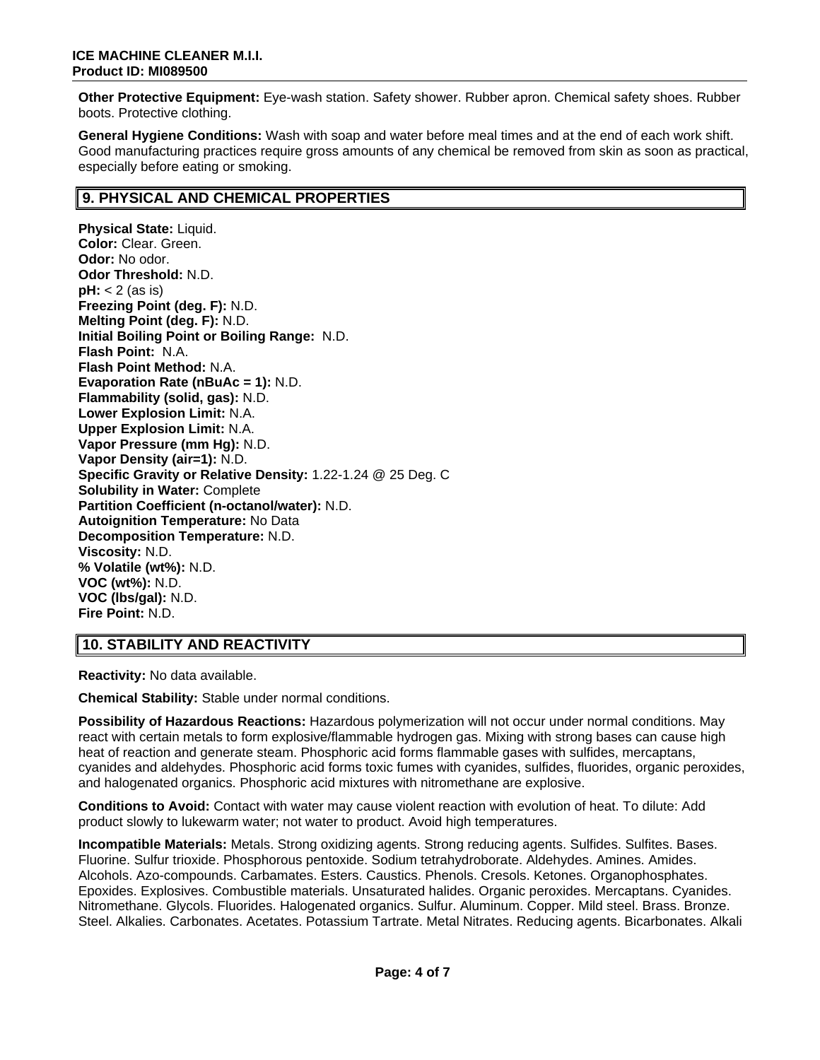**Other Protective Equipment:** Eye-wash station. Safety shower. Rubber apron. Chemical safety shoes. Rubber boots. Protective clothing.

**General Hygiene Conditions:** Wash with soap and water before meal times and at the end of each work shift. Good manufacturing practices require gross amounts of any chemical be removed from skin as soon as practical, especially before eating or smoking.

## 9. PHYSICAL AND CHEMICAL PROPERTIES

**Physical State:** Liquid.
**Color:** Clear. Green.
**Odor:** No odor.
**Odor Threshold:** N.D.
**pH:** < 2 (as is)
**Freezing Point (deg. F):** N.D.
**Melting Point (deg. F):** N.D.
**Initial Boiling Point or Boiling Range:** N.D.
**Flash Point:** N.A.
**Flash Point Method:** N.A.
**Evaporation Rate (nBuAc = 1):** N.D.
**Flammability (solid, gas):** N.D.
**Lower Explosion Limit:** N.A.
**Upper Explosion Limit:** N.A.
**Vapor Pressure (mm Hg):** N.D.
**Vapor Density (air=1):** N.D.
**Specific Gravity or Relative Density:** 1.22-1.24 @ 25 Deg. C
**Solubility in Water:** Complete
**Partition Coefficient (n-octanol/water):** N.D.
**Autoignition Temperature:** No Data
**Decomposition Temperature:** N.D.
**Viscosity:** N.D.
**% Volatile (wt%):** N.D.
**VOC (wt%):** N.D.
**VOC (lbs/gal):** N.D.
**Fire Point:** N.D.

## 10. STABILITY AND REACTIVITY

**Reactivity:** No data available.

**Chemical Stability:** Stable under normal conditions.

**Possibility of Hazardous Reactions:** Hazardous polymerization will not occur under normal conditions. May react with certain metals to form explosive/flammable hydrogen gas. Mixing with strong bases can cause high heat of reaction and generate steam. Phosphoric acid forms flammable gases with sulfides, mercaptans, cyanides and aldehydes. Phosphoric acid forms toxic fumes with cyanides, sulfides, fluorides, organic peroxides, and halogenated organics. Phosphoric acid mixtures with nitromethane are explosive.

**Conditions to Avoid:** Contact with water may cause violent reaction with evolution of heat. To dilute: Add product slowly to lukewarm water; not water to product. Avoid high temperatures.

**Incompatible Materials:** Metals. Strong oxidizing agents. Strong reducing agents. Sulfides. Sulfites. Bases. Fluorine. Sulfur trioxide. Phosphorous pentoxide. Sodium tetrahydroborate. Aldehydes. Amines. Amides. Alcohols. Azo-compounds. Carbamates. Esters. Caustics. Phenols. Cresols. Ketones. Organophosphates. Epoxides. Explosives. Combustible materials. Unsaturated halides. Organic peroxides. Mercaptans. Cyanides. Nitromethane. Glycols. Fluorides. Halogenated organics. Sulfur. Aluminum. Copper. Mild steel. Brass. Bronze. Steel. Alkalies. Carbonates. Acetates. Potassium Tartrate. Metal Nitrates. Reducing agents. Bicarbonates. Alkali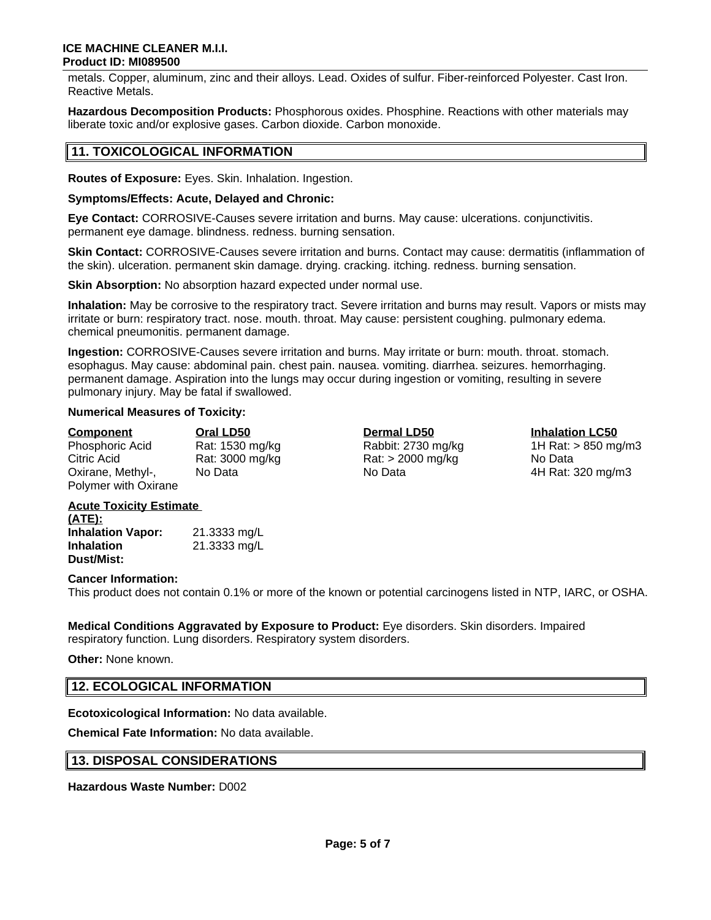metals. Copper, aluminum, zinc and their alloys. Lead. Oxides of sulfur. Fiber-reinforced Polyester. Cast Iron. Reactive Metals.

**Hazardous Decomposition Products:** Phosphorous oxides. Phosphine. Reactions with other materials may liberate toxic and/or explosive gases. Carbon dioxide. Carbon monoxide.

## 11. TOXICOLOGICAL INFORMATION

**Routes of Exposure:** Eyes. Skin. Inhalation. Ingestion.

**Symptoms/Effects: Acute, Delayed and Chronic:**

**Eye Contact:** CORROSIVE-Causes severe irritation and burns. May cause: ulcerations. conjunctivitis. permanent eye damage. blindness. redness. burning sensation.

**Skin Contact:** CORROSIVE-Causes severe irritation and burns. Contact may cause: dermatitis (inflammation of the skin). ulceration. permanent skin damage. drying. cracking. itching. redness. burning sensation.

**Skin Absorption:** No absorption hazard expected under normal use.

**Inhalation:** May be corrosive to the respiratory tract. Severe irritation and burns may result. Vapors or mists may irritate or burn: respiratory tract. nose. mouth. throat. May cause: persistent coughing. pulmonary edema. chemical pneumonitis. permanent damage.

**Ingestion:** CORROSIVE-Causes severe irritation and burns. May irritate or burn: mouth. throat. stomach. esophagus. May cause: abdominal pain. chest pain. nausea. vomiting. diarrhea. seizures. hemorrhaging. permanent damage. Aspiration into the lungs may occur during ingestion or vomiting, resulting in severe pulmonary injury. May be fatal if swallowed.

**Numerical Measures of Toxicity:**

| Component | Oral LD50 | Dermal LD50 | Inhalation LC50 |
|---|---|---|---|
| Phosphoric Acid | Rat: 1530 mg/kg | Rabbit: 2730 mg/kg | 1H Rat: > 850 mg/m3 |
| Citric Acid | Rat: 3000 mg/kg | Rat: > 2000 mg/kg | No Data |
| Oxirane, Methyl-, Polymer with Oxirane | No Data | No Data | 4H Rat: 320 mg/m3 |

**Acute Toxicity Estimate (ATE):**

| | |
|---|---|
| **Inhalation Vapor:** | 21.3333 mg/L |
| **Inhalation Dust/Mist:** | 21.3333 mg/L |

**Cancer Information:**
This product does not contain 0.1% or more of the known or potential carcinogens listed in NTP, IARC, or OSHA.

**Medical Conditions Aggravated by Exposure to Product:** Eye disorders. Skin disorders. Impaired respiratory function. Lung disorders. Respiratory system disorders.

**Other:** None known.

## 12. ECOLOGICAL INFORMATION

**Ecotoxicological Information:** No data available.

**Chemical Fate Information:** No data available.

## 13. DISPOSAL CONSIDERATIONS

**Hazardous Waste Number:** D002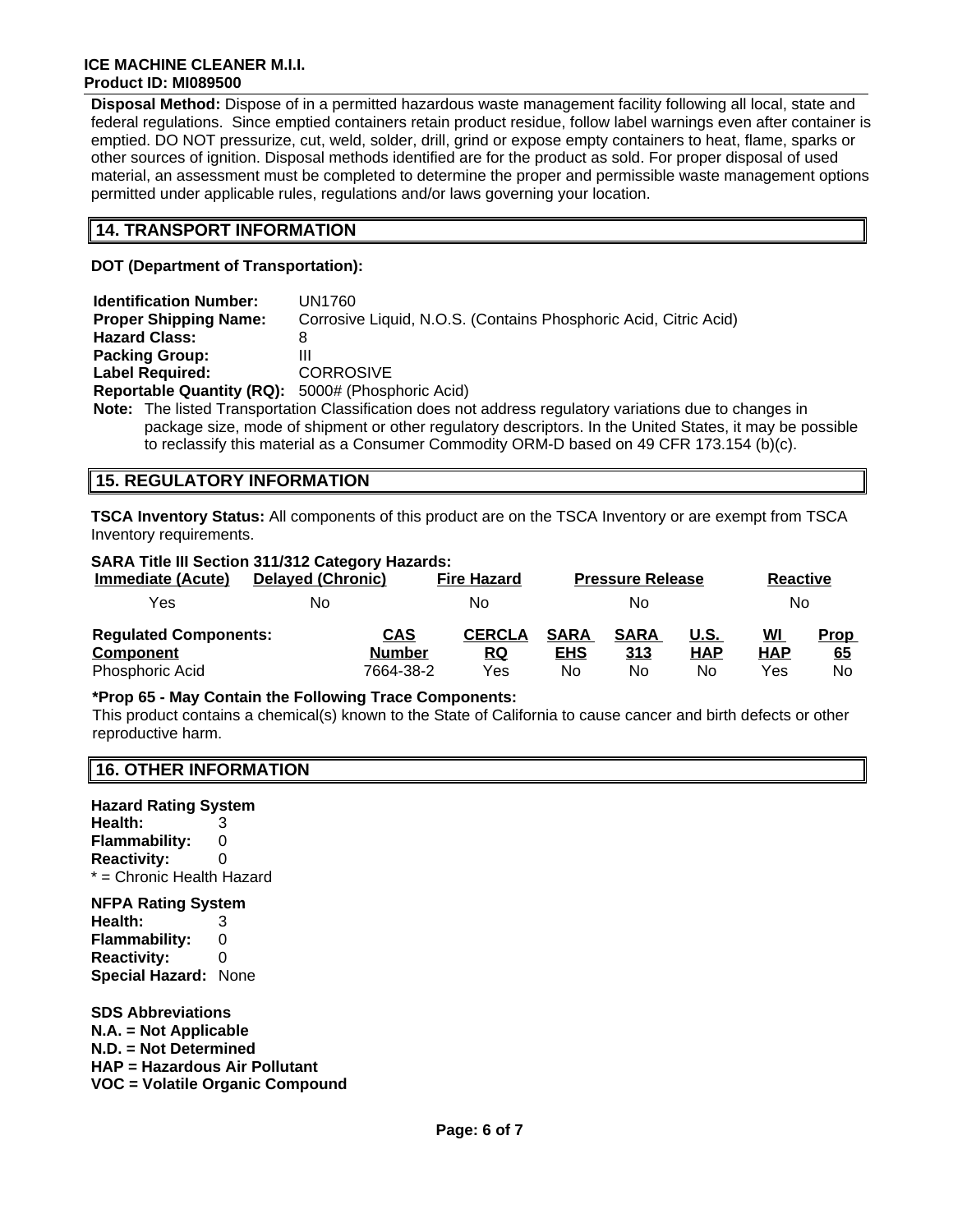**Disposal Method:** Dispose of in a permitted hazardous waste management facility following all local, state and federal regulations. Since emptied containers retain product residue, follow label warnings even after container is emptied. DO NOT pressurize, cut, weld, solder, drill, grind or expose empty containers to heat, flame, sparks or other sources of ignition. Disposal methods identified are for the product as sold. For proper disposal of used material, an assessment must be completed to determine the proper and permissible waste management options permitted under applicable rules, regulations and/or laws governing your location.

## 14. TRANSPORT INFORMATION

**DOT (Department of Transportation):**

**Identification Number:** UN1760
**Proper Shipping Name:** Corrosive Liquid, N.O.S. (Contains Phosphoric Acid, Citric Acid)
**Hazard Class:** 8
**Packing Group:** III
**Label Required:** CORROSIVE
**Reportable Quantity (RQ):** 5000# (Phosphoric Acid)

**Note:** The listed Transportation Classification does not address regulatory variations due to changes in package size, mode of shipment or other regulatory descriptors. In the United States, it may be possible to reclassify this material as a Consumer Commodity ORM-D based on 49 CFR 173.154 (b)(c).

## 15. REGULATORY INFORMATION

**TSCA Inventory Status:** All components of this product are on the TSCA Inventory or are exempt from TSCA Inventory requirements.

**SARA Title III Section 311/312 Category Hazards:**

| Immediate (Acute) | Delayed (Chronic) | Fire Hazard | Pressure Release | Reactive |
|---|---|---|---|---|
| Yes | No | No | No | No |

**Regulated Components:**

| Component | CAS Number | CERCLA RQ | SARA EHS | SARA 313 | U.S. HAP | WI HAP | Prop 65 |
|---|---|---|---|---|---|---|---|
| Phosphoric Acid | 7664-38-2 | Yes | No | No | No | Yes | No |

**\*Prop 65 - May Contain the Following Trace Components:**
This product contains a chemical(s) known to the State of California to cause cancer and birth defects or other reproductive harm.

## 16. OTHER INFORMATION

**Hazard Rating System**
**Health:** 3
**Flammability:** 0
**Reactivity:** 0
\* = Chronic Health Hazard

**NFPA Rating System**
**Health:** 3
**Flammability:** 0
**Reactivity:** 0
**Special Hazard:** None

**SDS Abbreviations**
**N.A. = Not Applicable**
**N.D. = Not Determined**
**HAP = Hazardous Air Pollutant**
**VOC = Volatile Organic Compound**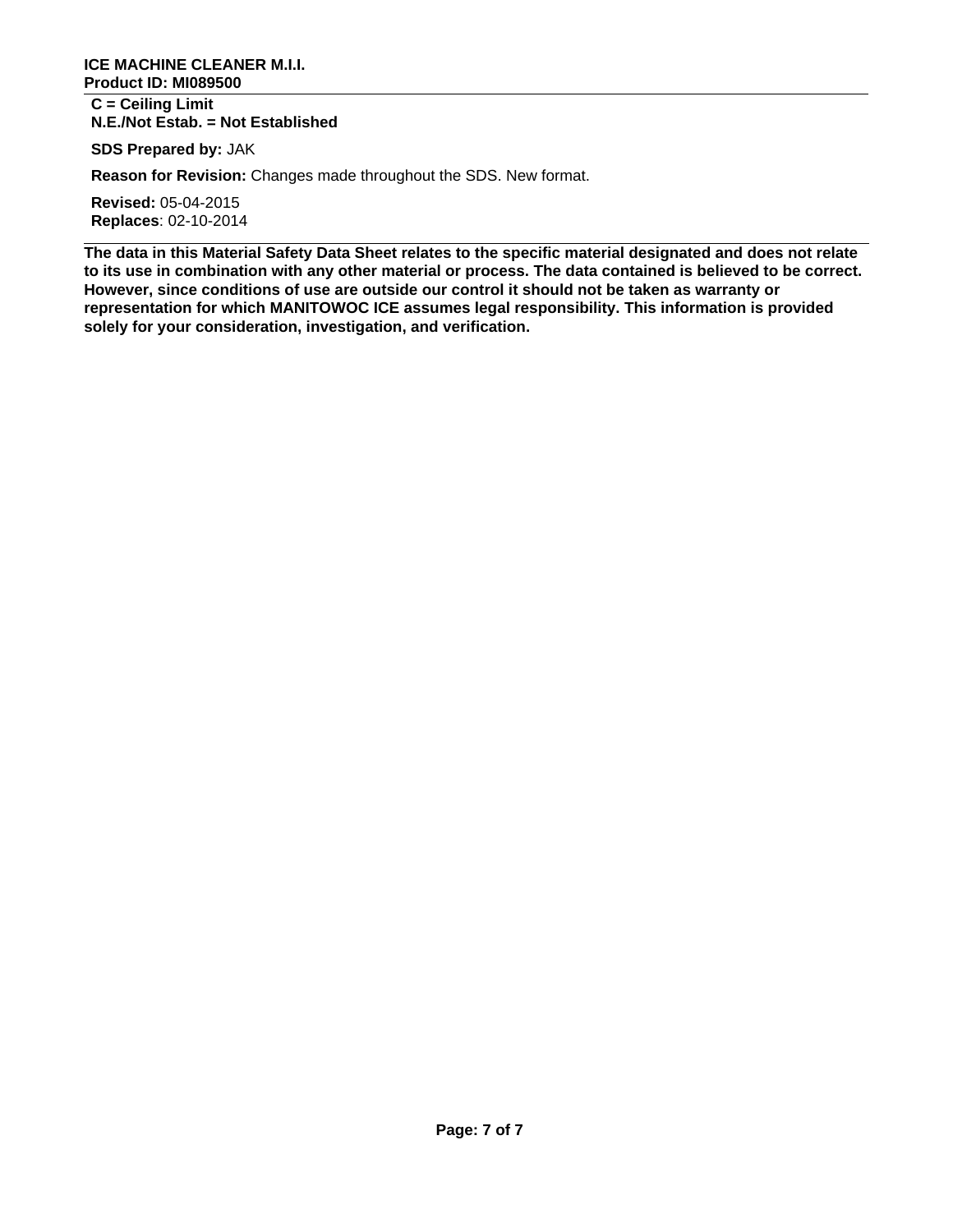**C = Ceiling Limit**
**N.E./Not Estab. = Not Established**

**SDS Prepared by:** JAK

**Reason for Revision:** Changes made throughout the SDS. New format.

**Revised:** 05-04-2015
**Replaces**: 02-10-2014

**The data in this Material Safety Data Sheet relates to the specific material designated and does not relate to its use in combination with any other material or process. The data contained is believed to be correct. However, since conditions of use are outside our control it should not be taken as warranty or representation for which MANITOWOC ICE assumes legal responsibility. This information is provided solely for your consideration, investigation, and verification.**